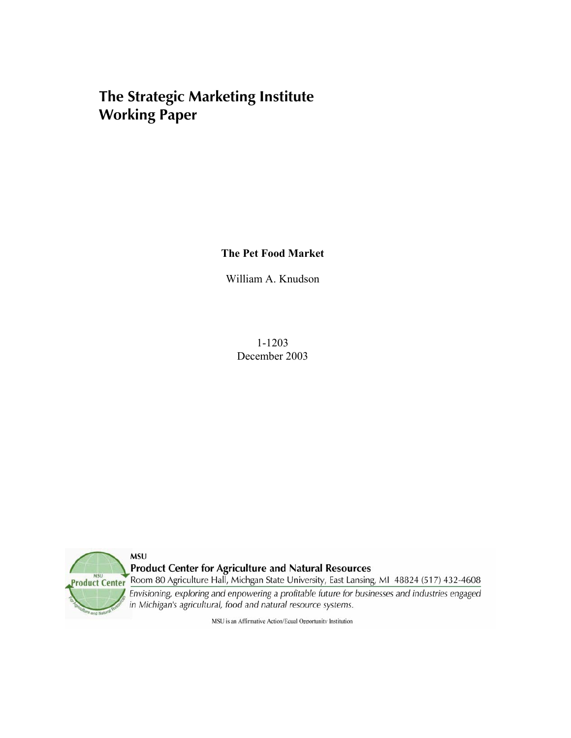# The Strategic Marketing Institute Working Paper

**The Pet Food Market**

William A. Knudson

1-1203
December 2003

MSU
**Product Center for Agriculture and Natural Resources**
Room 80 Agriculture Hall, Michgan State University, East Lansing, MI 48824 (517) 432-4608
*Envisioning, exploring and enpowering a profitable future for businesses and industries engaged in Michigan's agricultural, food and natural resource systems.*

MSU is an Affirmative Action/Equal Opportunity Institution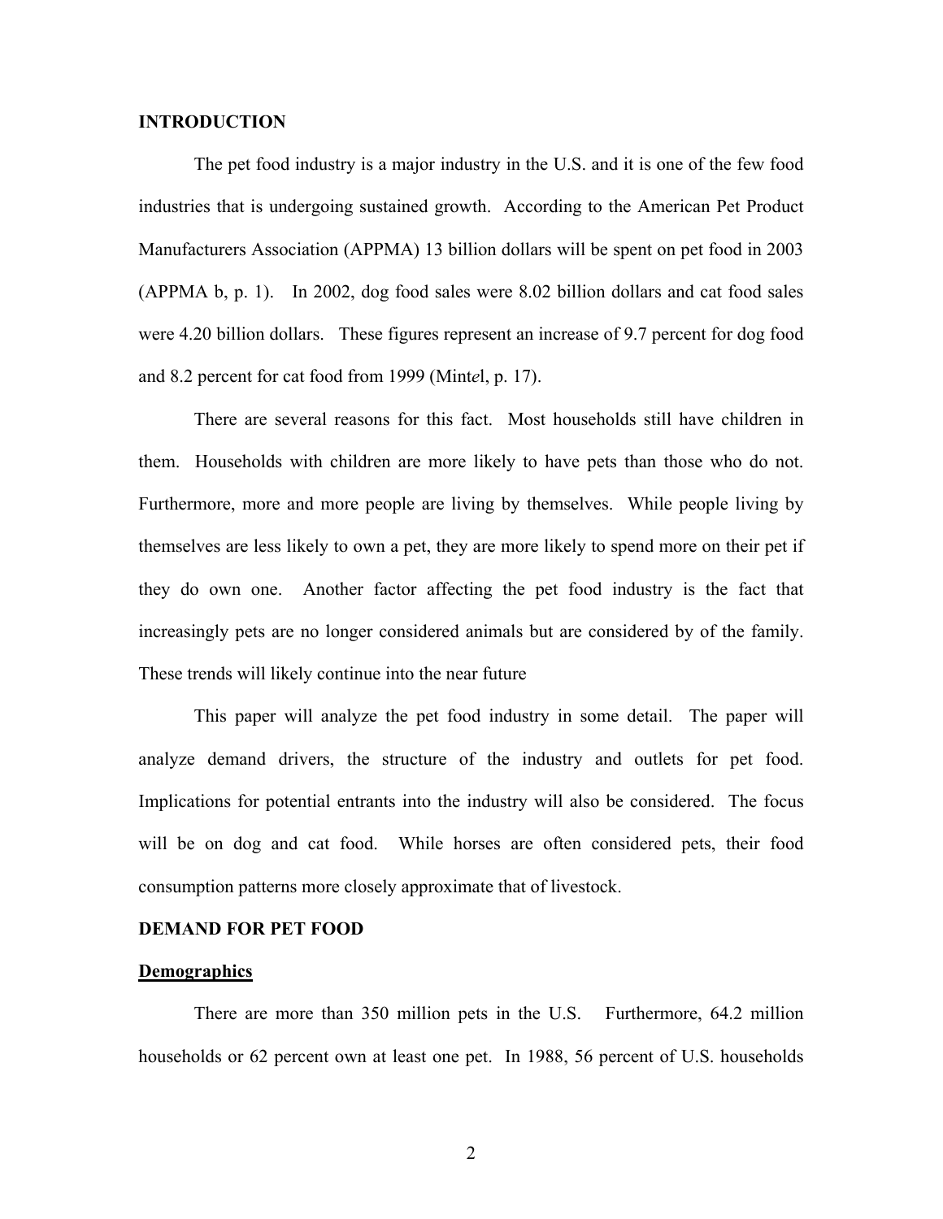## INTRODUCTION

The pet food industry is a major industry in the U.S. and it is one of the few food industries that is undergoing sustained growth. According to the American Pet Product Manufacturers Association (APPMA) 13 billion dollars will be spent on pet food in 2003 (APPMA b, p. 1). In 2002, dog food sales were 8.02 billion dollars and cat food sales were 4.20 billion dollars. These figures represent an increase of 9.7 percent for dog food and 8.2 percent for cat food from 1999 (Mintel, p. 17).

There are several reasons for this fact. Most households still have children in them. Households with children are more likely to have pets than those who do not. Furthermore, more and more people are living by themselves. While people living by themselves are less likely to own a pet, they are more likely to spend more on their pet if they do own one. Another factor affecting the pet food industry is the fact that increasingly pets are no longer considered animals but are considered by of the family. These trends will likely continue into the near future

This paper will analyze the pet food industry in some detail. The paper will analyze demand drivers, the structure of the industry and outlets for pet food. Implications for potential entrants into the industry will also be considered. The focus will be on dog and cat food. While horses are often considered pets, their food consumption patterns more closely approximate that of livestock.

## DEMAND FOR PET FOOD

### Demographics

There are more than 350 million pets in the U.S. Furthermore, 64.2 million households or 62 percent own at least one pet. In 1988, 56 percent of U.S. households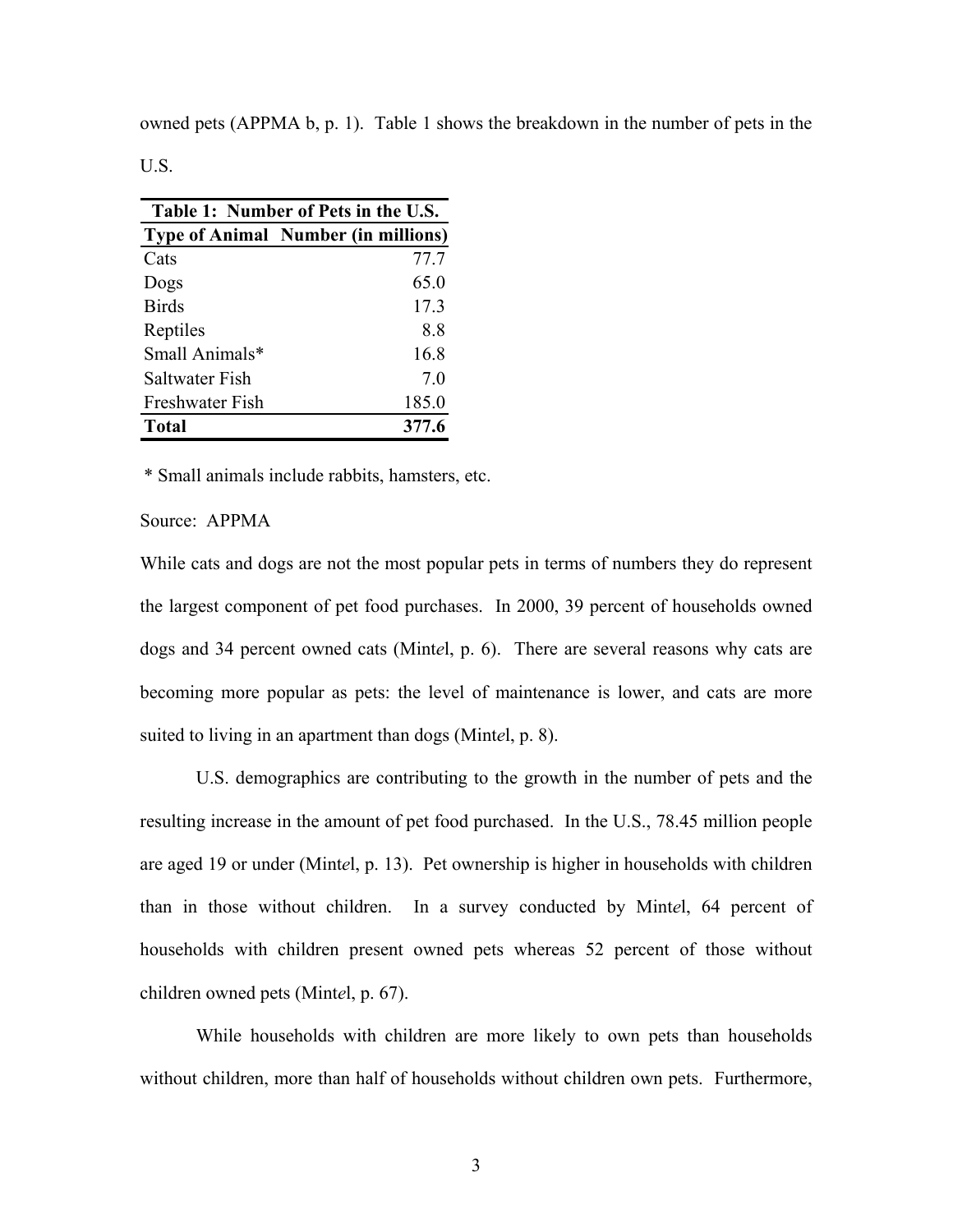owned pets (APPMA b, p. 1). Table 1 shows the breakdown in the number of pets in the U.S.

**Table 1: Number of Pets in the U.S.**

| Type of Animal | Number (in millions) |
|---|---:|
| Cats | 77.7 |
| Dogs | 65.0 |
| Birds | 17.3 |
| Reptiles | 8.8 |
| Small Animals* | 16.8 |
| Saltwater Fish | 7.0 |
| Freshwater Fish | 185.0 |
| **Total** | **377.6** |

* Small animals include rabbits, hamsters, etc.

Source: APPMA

While cats and dogs are not the most popular pets in terms of numbers they do represent the largest component of pet food purchases. In 2000, 39 percent of households owned dogs and 34 percent owned cats (Mint*e*l, p. 6). There are several reasons why cats are becoming more popular as pets: the level of maintenance is lower, and cats are more suited to living in an apartment than dogs (Mint*e*l, p. 8).

U.S. demographics are contributing to the growth in the number of pets and the resulting increase in the amount of pet food purchased. In the U.S., 78.45 million people are aged 19 or under (Mint*e*l, p. 13). Pet ownership is higher in households with children than in those without children. In a survey conducted by Mint*e*l, 64 percent of households with children present owned pets whereas 52 percent of those without children owned pets (Mint*e*l, p. 67).

While households with children are more likely to own pets than households without children, more than half of households without children own pets. Furthermore,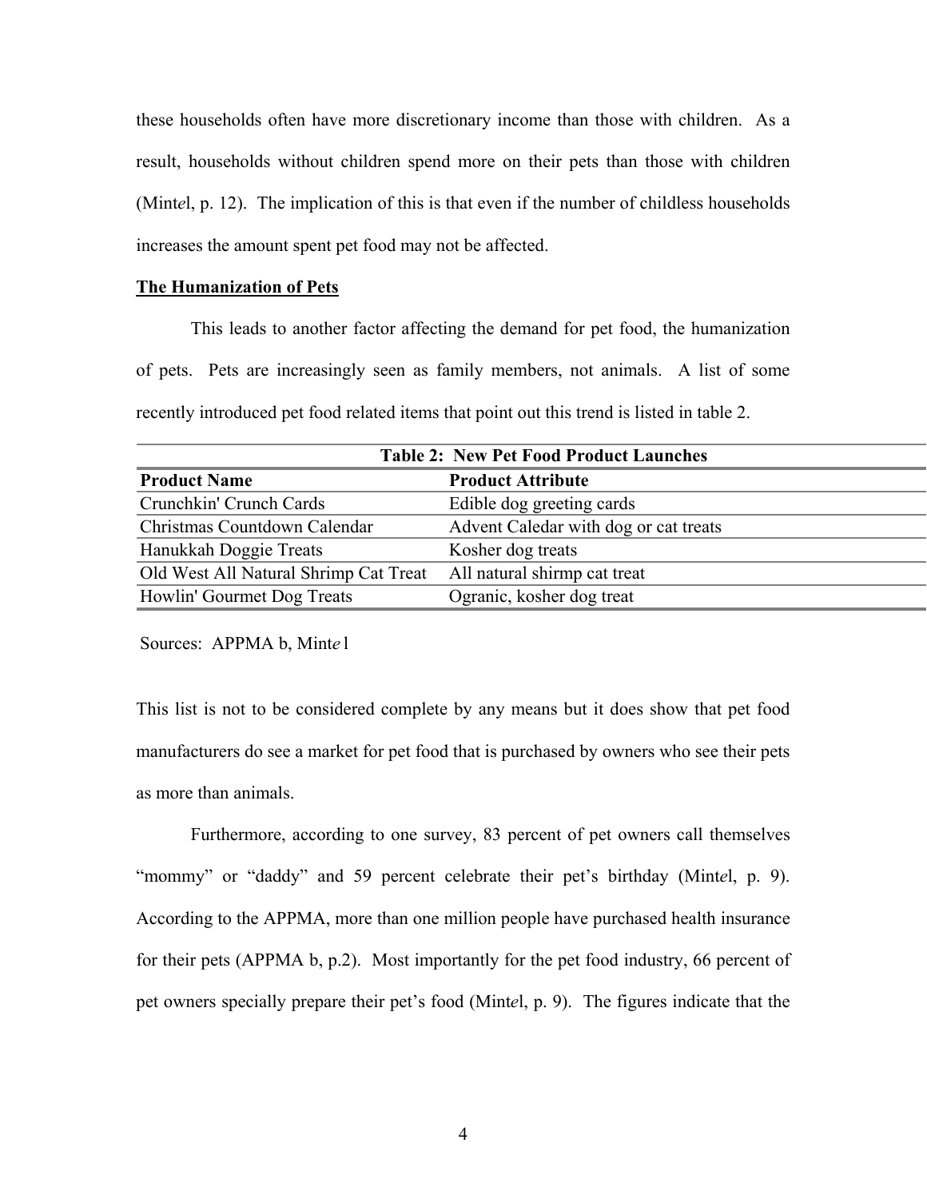these households often have more discretionary income than those with children. As a result, households without children spend more on their pets than those with children (Mint*e*l, p. 12). The implication of this is that even if the number of childless households increases the amount spent pet food may not be affected.

## The Humanization of Pets

This leads to another factor affecting the demand for pet food, the humanization of pets. Pets are increasingly seen as family members, not animals. A list of some recently introduced pet food related items that point out this trend is listed in table 2.

**Table 2: New Pet Food Product Launches**

| Product Name | Product Attribute |
|---|---|
| Crunchkin' Crunch Cards | Edible dog greeting cards |
| Christmas Countdown Calendar | Advent Caledar with dog or cat treats |
| Hanukkah Doggie Treats | Kosher dog treats |
| Old West All Natural Shrimp Cat Treat | All natural shirmp cat treat |
| Howlin' Gourmet Dog Treats | Ogranic, kosher dog treat |

Sources: APPMA b, Mint*e*l

This list is not to be considered complete by any means but it does show that pet food manufacturers do see a market for pet food that is purchased by owners who see their pets as more than animals.

Furthermore, according to one survey, 83 percent of pet owners call themselves "mommy" or "daddy" and 59 percent celebrate their pet's birthday (Mint*e*l, p. 9). According to the APPMA, more than one million people have purchased health insurance for their pets (APPMA b, p.2). Most importantly for the pet food industry, 66 percent of pet owners specially prepare their pet's food (Mint*e*l, p. 9). The figures indicate that the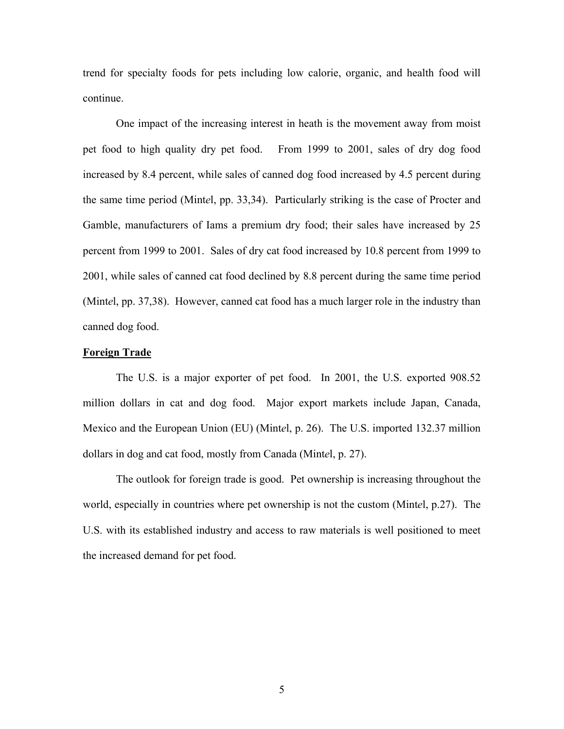trend for specialty foods for pets including low calorie, organic, and health food will continue.

One impact of the increasing interest in heath is the movement away from moist pet food to high quality dry pet food. From 1999 to 2001, sales of dry dog food increased by 8.4 percent, while sales of canned dog food increased by 4.5 percent during the same time period (Mint*e*l, pp. 33,34). Particularly striking is the case of Procter and Gamble, manufacturers of Iams a premium dry food; their sales have increased by 25 percent from 1999 to 2001. Sales of dry cat food increased by 10.8 percent from 1999 to 2001, while sales of canned cat food declined by 8.8 percent during the same time period (Mint*e*l, pp. 37,38). However, canned cat food has a much larger role in the industry than canned dog food.

## Foreign Trade

The U.S. is a major exporter of pet food. In 2001, the U.S. exported 908.52 million dollars in cat and dog food. Major export markets include Japan, Canada, Mexico and the European Union (EU) (Mint*e*l, p. 26). The U.S. imported 132.37 million dollars in dog and cat food, mostly from Canada (Mint*e*l, p. 27).

The outlook for foreign trade is good. Pet ownership is increasing throughout the world, especially in countries where pet ownership is not the custom (Mint*e*l, p.27). The U.S. with its established industry and access to raw materials is well positioned to meet the increased demand for pet food.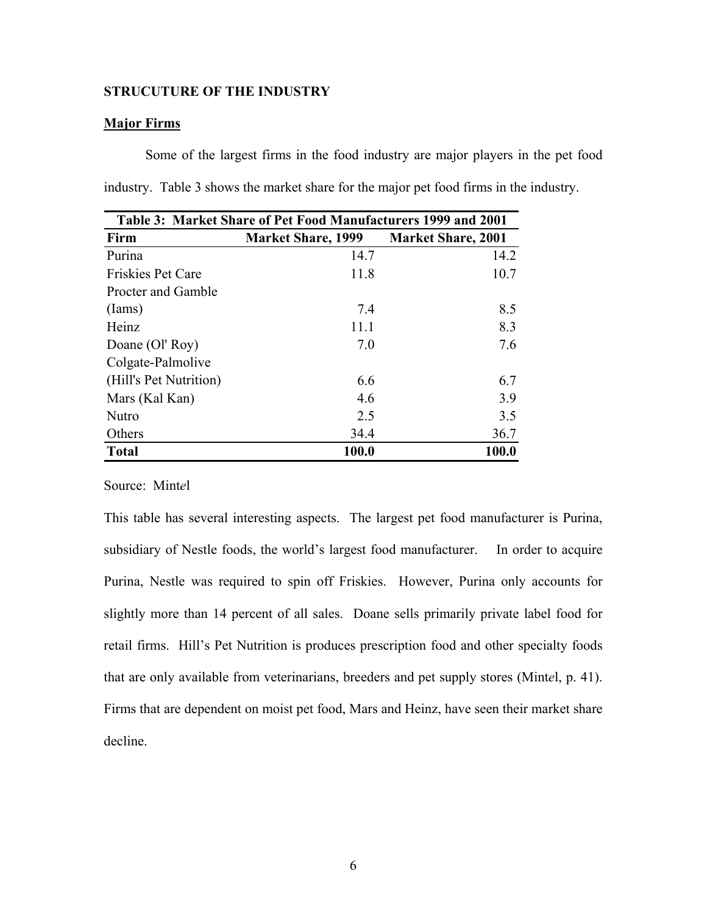## STRUCUTURE OF THE INDUSTRY

### Major Firms

Some of the largest firms in the food industry are major players in the pet food industry. Table 3 shows the market share for the major pet food firms in the industry.

**Table 3: Market Share of Pet Food Manufacturers 1999 and 2001**

| Firm | Market Share, 1999 | Market Share, 2001 |
|---|---:|---:|
| Purina | 14.7 | 14.2 |
| Friskies Pet Care | 11.8 | 10.7 |
| Procter and Gamble (Iams) | 7.4 | 8.5 |
| Heinz | 11.1 | 8.3 |
| Doane (Ol' Roy) | 7.0 | 7.6 |
| Colgate-Palmolive (Hill's Pet Nutrition) | 6.6 | 6.7 |
| Mars (Kal Kan) | 4.6 | 3.9 |
| Nutro | 2.5 | 3.5 |
| Others | 34.4 | 36.7 |
| **Total** | **100.0** | **100.0** |

Source: Mint*e*l

This table has several interesting aspects. The largest pet food manufacturer is Purina, subsidiary of Nestle foods, the world's largest food manufacturer. In order to acquire Purina, Nestle was required to spin off Friskies. However, Purina only accounts for slightly more than 14 percent of all sales. Doane sells primarily private label food for retail firms. Hill's Pet Nutrition is produces prescription food and other specialty foods that are only available from veterinarians, breeders and pet supply stores (Mint*e*l, p. 41). Firms that are dependent on moist pet food, Mars and Heinz, have seen their market share decline.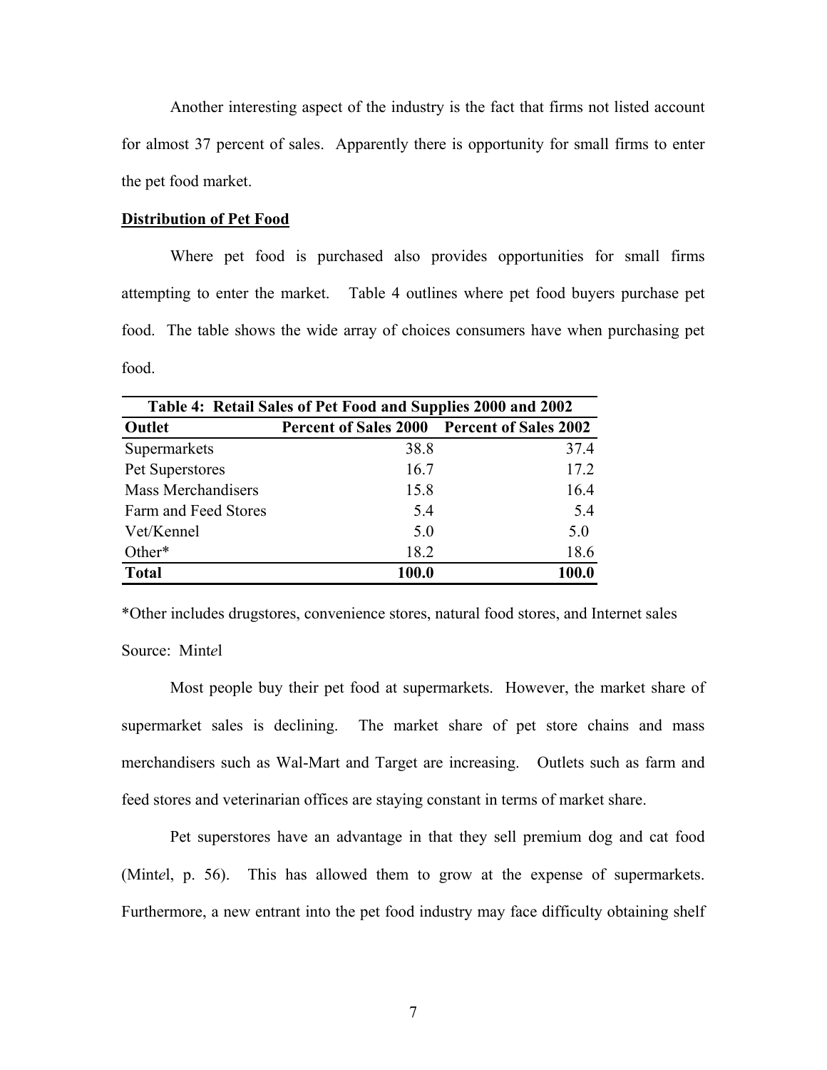Another interesting aspect of the industry is the fact that firms not listed account for almost 37 percent of sales. Apparently there is opportunity for small firms to enter the pet food market.

**Distribution of Pet Food**

Where pet food is purchased also provides opportunities for small firms attempting to enter the market. Table 4 outlines where pet food buyers purchase pet food. The table shows the wide array of choices consumers have when purchasing pet food.

| Table 4: Retail Sales of Pet Food and Supplies 2000 and 2002 | | |
|---|---|---|
| **Outlet** | **Percent of Sales 2000** | **Percent of Sales 2002** |
| Supermarkets | 38.8 | 37.4 |
| Pet Superstores | 16.7 | 17.2 |
| Mass Merchandisers | 15.8 | 16.4 |
| Farm and Feed Stores | 5.4 | 5.4 |
| Vet/Kennel | 5.0 | 5.0 |
| Other* | 18.2 | 18.6 |
| **Total** | **100.0** | **100.0** |

*Other includes drugstores, convenience stores, natural food stores, and Internet sales

Source: Mint*e*l

Most people buy their pet food at supermarkets. However, the market share of supermarket sales is declining. The market share of pet store chains and mass merchandisers such as Wal-Mart and Target are increasing. Outlets such as farm and feed stores and veterinarian offices are staying constant in terms of market share.

Pet superstores have an advantage in that they sell premium dog and cat food (Mint*e*l, p. 56). This has allowed them to grow at the expense of supermarkets. Furthermore, a new entrant into the pet food industry may face difficulty obtaining shelf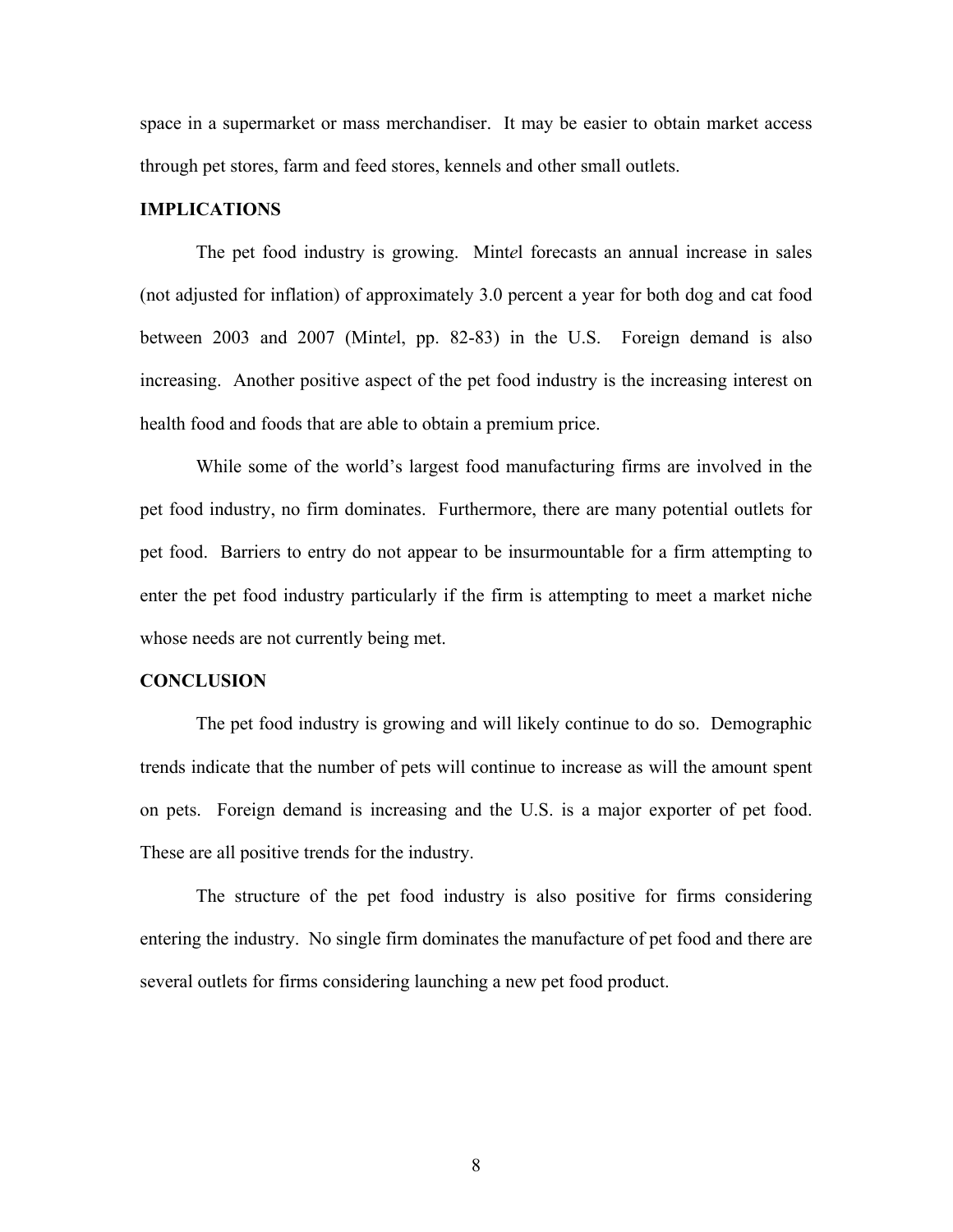space in a supermarket or mass merchandiser. It may be easier to obtain market access through pet stores, farm and feed stores, kennels and other small outlets.

## IMPLICATIONS

The pet food industry is growing. Mint*e*l forecasts an annual increase in sales (not adjusted for inflation) of approximately 3.0 percent a year for both dog and cat food between 2003 and 2007 (Mint*e*l, pp. 82-83) in the U.S. Foreign demand is also increasing. Another positive aspect of the pet food industry is the increasing interest on health food and foods that are able to obtain a premium price.

While some of the world's largest food manufacturing firms are involved in the pet food industry, no firm dominates. Furthermore, there are many potential outlets for pet food. Barriers to entry do not appear to be insurmountable for a firm attempting to enter the pet food industry particularly if the firm is attempting to meet a market niche whose needs are not currently being met.

## CONCLUSION

The pet food industry is growing and will likely continue to do so. Demographic trends indicate that the number of pets will continue to increase as will the amount spent on pets. Foreign demand is increasing and the U.S. is a major exporter of pet food. These are all positive trends for the industry.

The structure of the pet food industry is also positive for firms considering entering the industry. No single firm dominates the manufacture of pet food and there are several outlets for firms considering launching a new pet food product.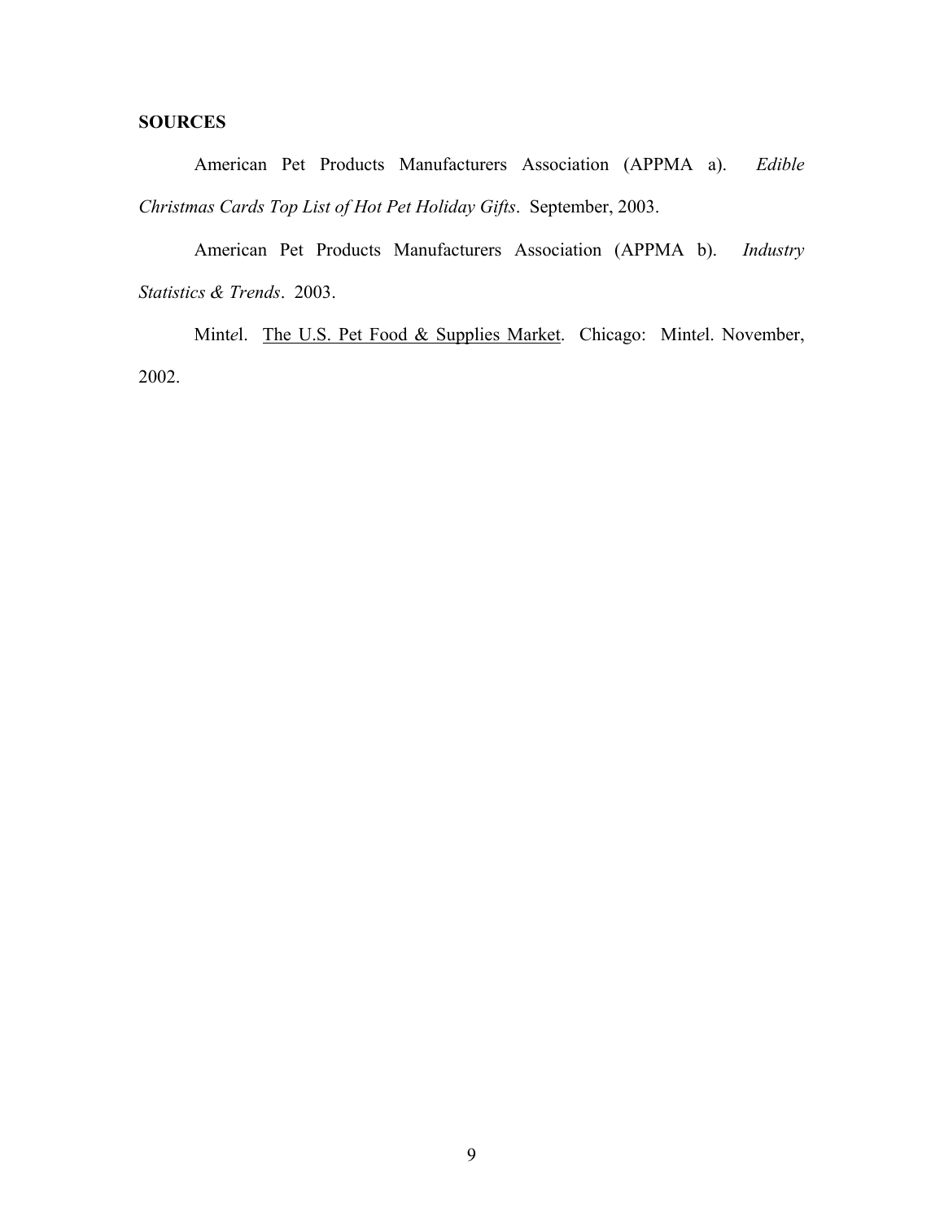**SOURCES**

American Pet Products Manufacturers Association (APPMA a). *Edible Christmas Cards Top List of Hot Pet Holiday Gifts*. September, 2003.

American Pet Products Manufacturers Association (APPMA b). *Industry Statistics & Trends*. 2003.

Mintel. <u>The U.S. Pet Food & Supplies Market</u>. Chicago: Mintel. November, 2002.